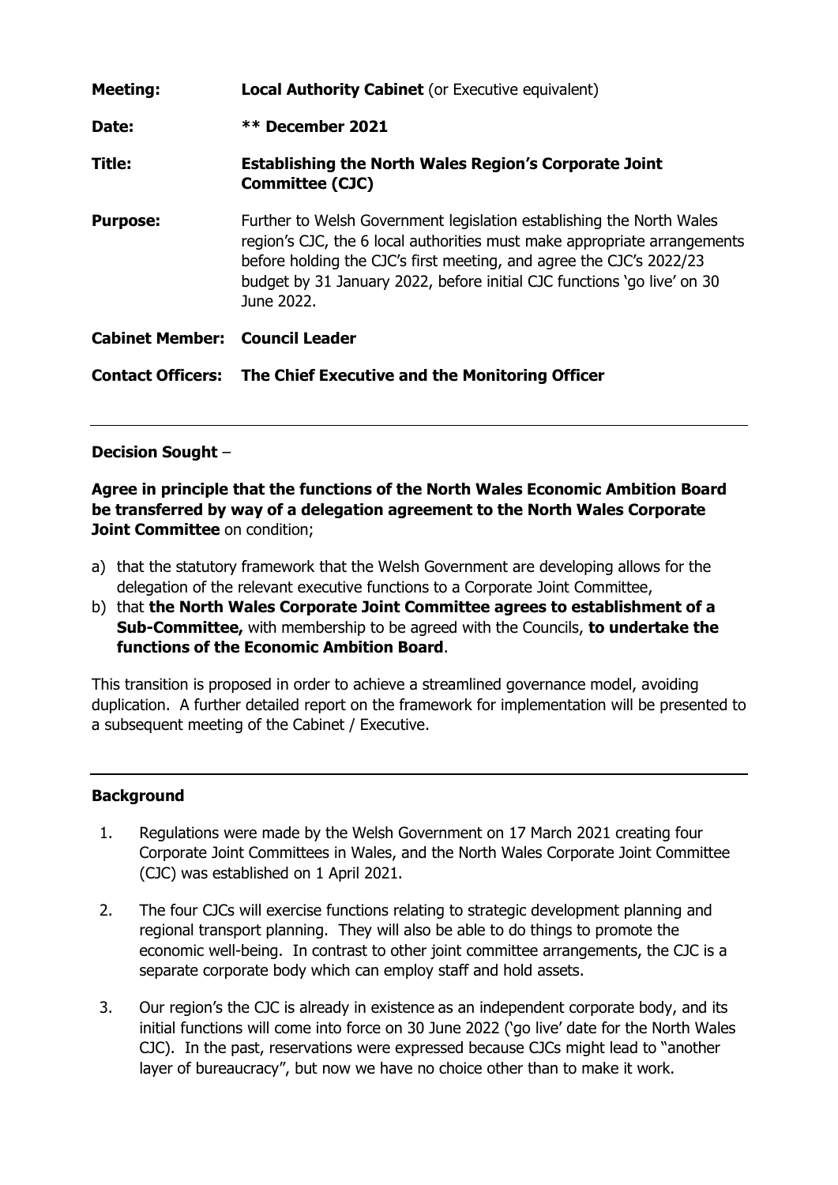**Meeting:** **Local Authority Cabinet** (or Executive equivalent)

**Date:** **** December 2021**

**Title:** **Establishing the North Wales Region's Corporate Joint Committee (CJC)**

**Purpose:** Further to Welsh Government legislation establishing the North Wales region's CJC, the 6 local authorities must make appropriate arrangements before holding the CJC's first meeting, and agree the CJC's 2022/23 budget by 31 January 2022, before initial CJC functions 'go live' on 30 June 2022.

**Cabinet Member:** **Council Leader**

**Contact Officers:** **The Chief Executive and the Monitoring Officer**

---

**Decision Sought** –

**Agree in principle that the functions of the North Wales Economic Ambition Board be transferred by way of a delegation agreement to the North Wales Corporate Joint Committee** on condition;

a) that the statutory framework that the Welsh Government are developing allows for the delegation of the relevant executive functions to a Corporate Joint Committee,
b) that **the North Wales Corporate Joint Committee agrees to establishment of a Sub-Committee,** with membership to be agreed with the Councils, **to undertake the functions of the Economic Ambition Board**.

This transition is proposed in order to achieve a streamlined governance model, avoiding duplication. A further detailed report on the framework for implementation will be presented to a subsequent meeting of the Cabinet / Executive.

---

## Background

1. Regulations were made by the Welsh Government on 17 March 2021 creating four Corporate Joint Committees in Wales, and the North Wales Corporate Joint Committee (CJC) was established on 1 April 2021.

2. The four CJCs will exercise functions relating to strategic development planning and regional transport planning. They will also be able to do things to promote the economic well-being. In contrast to other joint committee arrangements, the CJC is a separate corporate body which can employ staff and hold assets.

3. Our region's the CJC is already in existence as an independent corporate body, and its initial functions will come into force on 30 June 2022 ('go live' date for the North Wales CJC). In the past, reservations were expressed because CJCs might lead to "another layer of bureaucracy", but now we have no choice other than to make it work.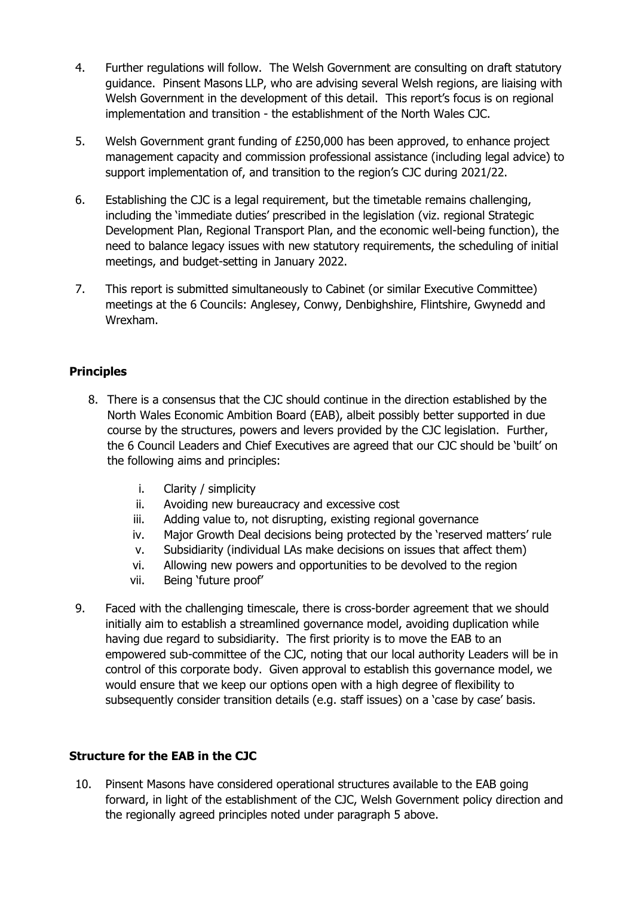4. Further regulations will follow. The Welsh Government are consulting on draft statutory guidance. Pinsent Masons LLP, who are advising several Welsh regions, are liaising with Welsh Government in the development of this detail. This report's focus is on regional implementation and transition - the establishment of the North Wales CJC.

5. Welsh Government grant funding of £250,000 has been approved, to enhance project management capacity and commission professional assistance (including legal advice) to support implementation of, and transition to the region's CJC during 2021/22.

6. Establishing the CJC is a legal requirement, but the timetable remains challenging, including the 'immediate duties' prescribed in the legislation (viz. regional Strategic Development Plan, Regional Transport Plan, and the economic well-being function), the need to balance legacy issues with new statutory requirements, the scheduling of initial meetings, and budget-setting in January 2022.

7. This report is submitted simultaneously to Cabinet (or similar Executive Committee) meetings at the 6 Councils: Anglesey, Conwy, Denbighshire, Flintshire, Gwynedd and Wrexham.

## Principles

8. There is a consensus that the CJC should continue in the direction established by the North Wales Economic Ambition Board (EAB), albeit possibly better supported in due course by the structures, powers and levers provided by the CJC legislation. Further, the 6 Council Leaders and Chief Executives are agreed that our CJC should be 'built' on the following aims and principles:

   i. Clarity / simplicity
   ii. Avoiding new bureaucracy and excessive cost
   iii. Adding value to, not disrupting, existing regional governance
   iv. Major Growth Deal decisions being protected by the 'reserved matters' rule
   v. Subsidiarity (individual LAs make decisions on issues that affect them)
   vi. Allowing new powers and opportunities to be devolved to the region
   vii. Being 'future proof'

9. Faced with the challenging timescale, there is cross-border agreement that we should initially aim to establish a streamlined governance model, avoiding duplication while having due regard to subsidiarity. The first priority is to move the EAB to an empowered sub-committee of the CJC, noting that our local authority Leaders will be in control of this corporate body. Given approval to establish this governance model, we would ensure that we keep our options open with a high degree of flexibility to subsequently consider transition details (e.g. staff issues) on a 'case by case' basis.

## Structure for the EAB in the CJC

10. Pinsent Masons have considered operational structures available to the EAB going forward, in light of the establishment of the CJC, Welsh Government policy direction and the regionally agreed principles noted under paragraph 5 above.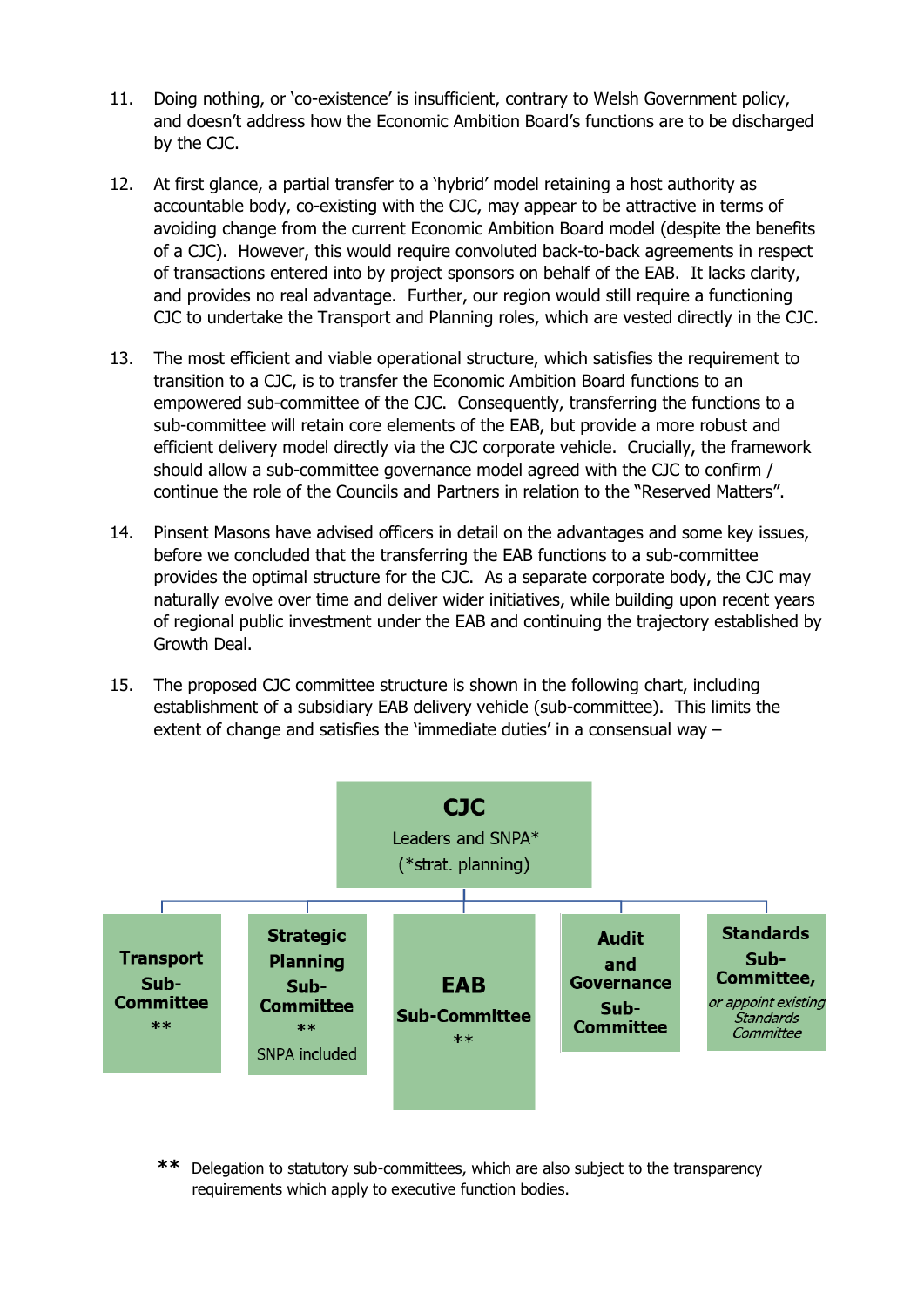11. Doing nothing, or 'co-existence' is insufficient, contrary to Welsh Government policy, and doesn't address how the Economic Ambition Board's functions are to be discharged by the CJC.

12. At first glance, a partial transfer to a 'hybrid' model retaining a host authority as accountable body, co-existing with the CJC, may appear to be attractive in terms of avoiding change from the current Economic Ambition Board model (despite the benefits of a CJC). However, this would require convoluted back-to-back agreements in respect of transactions entered into by project sponsors on behalf of the EAB. It lacks clarity, and provides no real advantage. Further, our region would still require a functioning CJC to undertake the Transport and Planning roles, which are vested directly in the CJC.

13. The most efficient and viable operational structure, which satisfies the requirement to transition to a CJC, is to transfer the Economic Ambition Board functions to an empowered sub-committee of the CJC. Consequently, transferring the functions to a sub-committee will retain core elements of the EAB, but provide a more robust and efficient delivery model directly via the CJC corporate vehicle. Crucially, the framework should allow a sub-committee governance model agreed with the CJC to confirm / continue the role of the Councils and Partners in relation to the "Reserved Matters".

14. Pinsent Masons have advised officers in detail on the advantages and some key issues, before we concluded that the transferring the EAB functions to a sub-committee provides the optimal structure for the CJC. As a separate corporate body, the CJC may naturally evolve over time and deliver wider initiatives, while building upon recent years of regional public investment under the EAB and continuing the trajectory established by Growth Deal.

15. The proposed CJC committee structure is shown in the following chart, including establishment of a subsidiary EAB delivery vehicle (sub-committee). This limits the extent of change and satisfies the 'immediate duties' in a consensual way –

**CJC**
Leaders and SNPA*
(*strat. planning)

- **Transport Sub-Committee** **
- **Strategic Planning Sub-Committee** ** SNPA included
- **EAB Sub-Committee** **
- **Audit and Governance Sub-Committee**
- **Standards Sub-Committee,** *or appoint existing Standards Committee*

** Delegation to statutory sub-committees, which are also subject to the transparency requirements which apply to executive function bodies.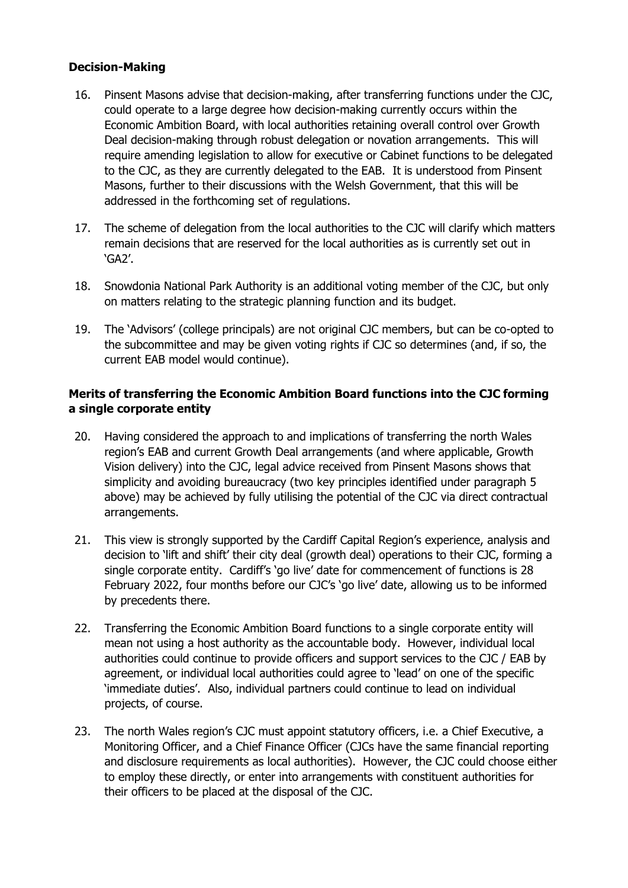**Decision-Making**

16. Pinsent Masons advise that decision-making, after transferring functions under the CJC, could operate to a large degree how decision-making currently occurs within the Economic Ambition Board, with local authorities retaining overall control over Growth Deal decision-making through robust delegation or novation arrangements. This will require amending legislation to allow for executive or Cabinet functions to be delegated to the CJC, as they are currently delegated to the EAB. It is understood from Pinsent Masons, further to their discussions with the Welsh Government, that this will be addressed in the forthcoming set of regulations.

17. The scheme of delegation from the local authorities to the CJC will clarify which matters remain decisions that are reserved for the local authorities as is currently set out in 'GA2'.

18. Snowdonia National Park Authority is an additional voting member of the CJC, but only on matters relating to the strategic planning function and its budget.

19. The 'Advisors' (college principals) are not original CJC members, but can be co-opted to the subcommittee and may be given voting rights if CJC so determines (and, if so, the current EAB model would continue).

**Merits of transferring the Economic Ambition Board functions into the CJC forming a single corporate entity**

20. Having considered the approach to and implications of transferring the north Wales region's EAB and current Growth Deal arrangements (and where applicable, Growth Vision delivery) into the CJC, legal advice received from Pinsent Masons shows that simplicity and avoiding bureaucracy (two key principles identified under paragraph 5 above) may be achieved by fully utilising the potential of the CJC via direct contractual arrangements.

21. This view is strongly supported by the Cardiff Capital Region's experience, analysis and decision to 'lift and shift' their city deal (growth deal) operations to their CJC, forming a single corporate entity. Cardiff's 'go live' date for commencement of functions is 28 February 2022, four months before our CJC's 'go live' date, allowing us to be informed by precedents there.

22. Transferring the Economic Ambition Board functions to a single corporate entity will mean not using a host authority as the accountable body. However, individual local authorities could continue to provide officers and support services to the CJC / EAB by agreement, or individual local authorities could agree to 'lead' on one of the specific 'immediate duties'. Also, individual partners could continue to lead on individual projects, of course.

23. The north Wales region's CJC must appoint statutory officers, i.e. a Chief Executive, a Monitoring Officer, and a Chief Finance Officer (CJCs have the same financial reporting and disclosure requirements as local authorities). However, the CJC could choose either to employ these directly, or enter into arrangements with constituent authorities for their officers to be placed at the disposal of the CJC.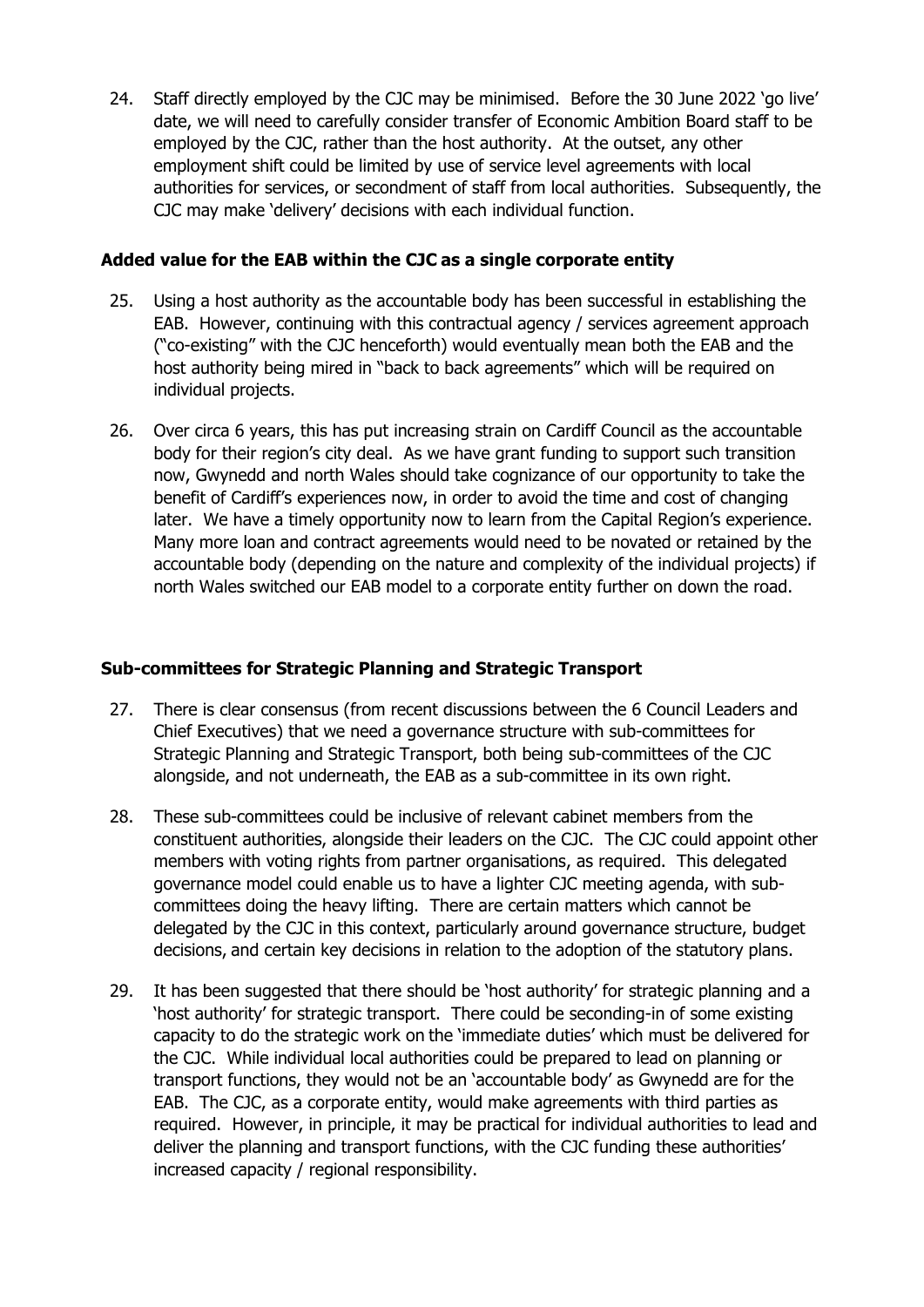24. Staff directly employed by the CJC may be minimised. Before the 30 June 2022 'go live' date, we will need to carefully consider transfer of Economic Ambition Board staff to be employed by the CJC, rather than the host authority. At the outset, any other employment shift could be limited by use of service level agreements with local authorities for services, or secondment of staff from local authorities. Subsequently, the CJC may make 'delivery' decisions with each individual function.

### Added value for the EAB within the CJC as a single corporate entity

25. Using a host authority as the accountable body has been successful in establishing the EAB. However, continuing with this contractual agency / services agreement approach ("co-existing" with the CJC henceforth) would eventually mean both the EAB and the host authority being mired in "back to back agreements" which will be required on individual projects.

26. Over circa 6 years, this has put increasing strain on Cardiff Council as the accountable body for their region's city deal. As we have grant funding to support such transition now, Gwynedd and north Wales should take cognizance of our opportunity to take the benefit of Cardiff's experiences now, in order to avoid the time and cost of changing later. We have a timely opportunity now to learn from the Capital Region's experience. Many more loan and contract agreements would need to be novated or retained by the accountable body (depending on the nature and complexity of the individual projects) if north Wales switched our EAB model to a corporate entity further on down the road.

### Sub-committees for Strategic Planning and Strategic Transport

27. There is clear consensus (from recent discussions between the 6 Council Leaders and Chief Executives) that we need a governance structure with sub-committees for Strategic Planning and Strategic Transport, both being sub-committees of the CJC alongside, and not underneath, the EAB as a sub-committee in its own right.

28. These sub-committees could be inclusive of relevant cabinet members from the constituent authorities, alongside their leaders on the CJC. The CJC could appoint other members with voting rights from partner organisations, as required. This delegated governance model could enable us to have a lighter CJC meeting agenda, with sub-committees doing the heavy lifting. There are certain matters which cannot be delegated by the CJC in this context, particularly around governance structure, budget decisions, and certain key decisions in relation to the adoption of the statutory plans.

29. It has been suggested that there should be 'host authority' for strategic planning and a 'host authority' for strategic transport. There could be seconding-in of some existing capacity to do the strategic work on the 'immediate duties' which must be delivered for the CJC. While individual local authorities could be prepared to lead on planning or transport functions, they would not be an 'accountable body' as Gwynedd are for the EAB. The CJC, as a corporate entity, would make agreements with third parties as required. However, in principle, it may be practical for individual authorities to lead and deliver the planning and transport functions, with the CJC funding these authorities' increased capacity / regional responsibility.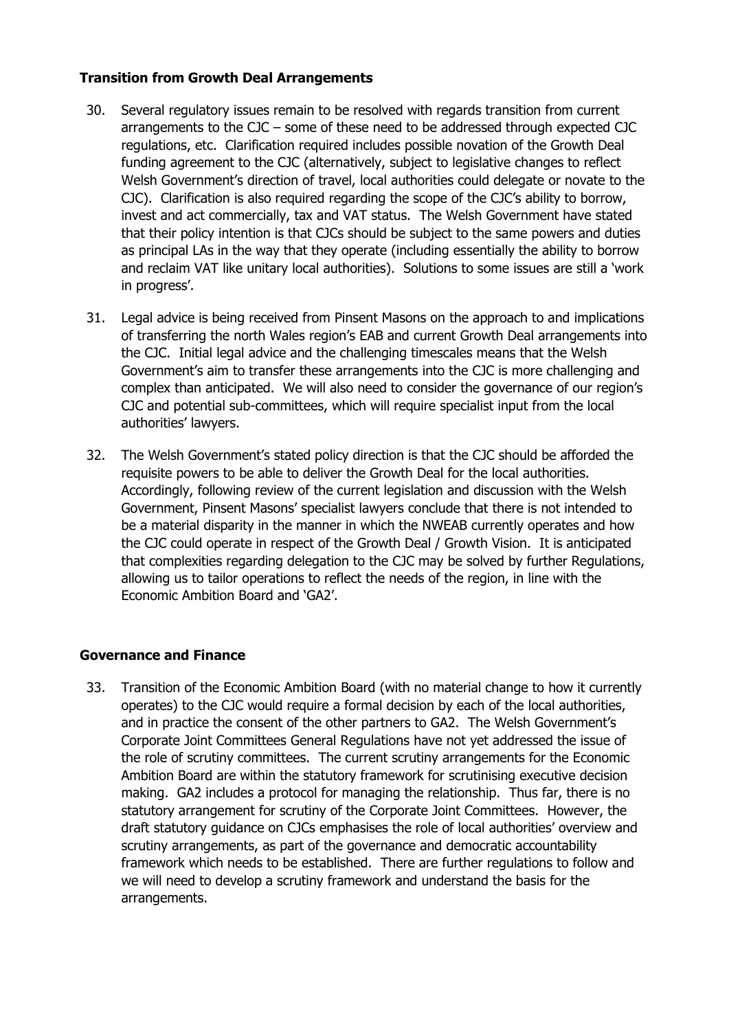### Transition from Growth Deal Arrangements

30. Several regulatory issues remain to be resolved with regards transition from current arrangements to the CJC – some of these need to be addressed through expected CJC regulations, etc. Clarification required includes possible novation of the Growth Deal funding agreement to the CJC (alternatively, subject to legislative changes to reflect Welsh Government's direction of travel, local authorities could delegate or novate to the CJC). Clarification is also required regarding the scope of the CJC's ability to borrow, invest and act commercially, tax and VAT status. The Welsh Government have stated that their policy intention is that CJCs should be subject to the same powers and duties as principal LAs in the way that they operate (including essentially the ability to borrow and reclaim VAT like unitary local authorities). Solutions to some issues are still a 'work in progress'.

31. Legal advice is being received from Pinsent Masons on the approach to and implications of transferring the north Wales region's EAB and current Growth Deal arrangements into the CJC. Initial legal advice and the challenging timescales means that the Welsh Government's aim to transfer these arrangements into the CJC is more challenging and complex than anticipated. We will also need to consider the governance of our region's CJC and potential sub-committees, which will require specialist input from the local authorities' lawyers.

32. The Welsh Government's stated policy direction is that the CJC should be afforded the requisite powers to be able to deliver the Growth Deal for the local authorities. Accordingly, following review of the current legislation and discussion with the Welsh Government, Pinsent Masons' specialist lawyers conclude that there is not intended to be a material disparity in the manner in which the NWEAB currently operates and how the CJC could operate in respect of the Growth Deal / Growth Vision. It is anticipated that complexities regarding delegation to the CJC may be solved by further Regulations, allowing us to tailor operations to reflect the needs of the region, in line with the Economic Ambition Board and 'GA2'.

### Governance and Finance

33. Transition of the Economic Ambition Board (with no material change to how it currently operates) to the CJC would require a formal decision by each of the local authorities, and in practice the consent of the other partners to GA2. The Welsh Government's Corporate Joint Committees General Regulations have not yet addressed the issue of the role of scrutiny committees. The current scrutiny arrangements for the Economic Ambition Board are within the statutory framework for scrutinising executive decision making. GA2 includes a protocol for managing the relationship. Thus far, there is no statutory arrangement for scrutiny of the Corporate Joint Committees. However, the draft statutory guidance on CJCs emphasises the role of local authorities' overview and scrutiny arrangements, as part of the governance and democratic accountability framework which needs to be established. There are further regulations to follow and we will need to develop a scrutiny framework and understand the basis for the arrangements.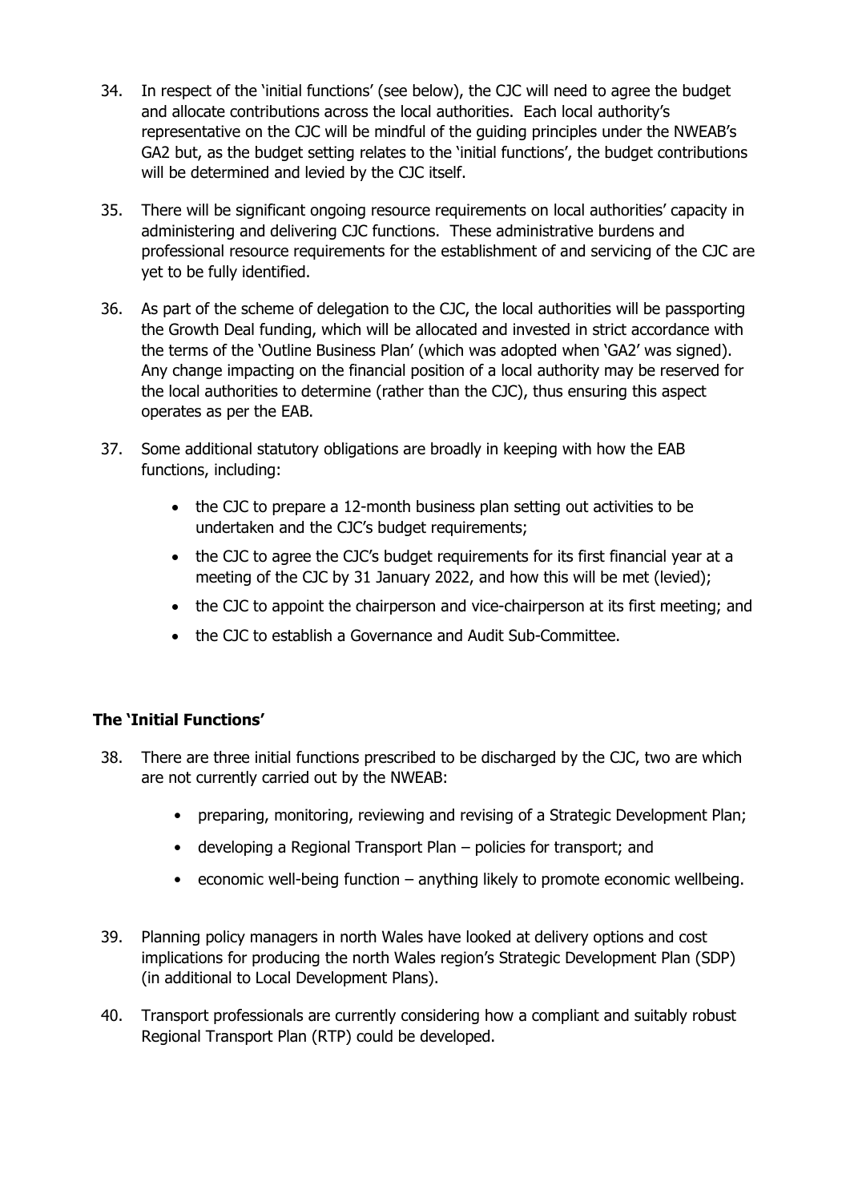34. In respect of the 'initial functions' (see below), the CJC will need to agree the budget and allocate contributions across the local authorities. Each local authority's representative on the CJC will be mindful of the guiding principles under the NWEAB's GA2 but, as the budget setting relates to the 'initial functions', the budget contributions will be determined and levied by the CJC itself.

35. There will be significant ongoing resource requirements on local authorities' capacity in administering and delivering CJC functions. These administrative burdens and professional resource requirements for the establishment of and servicing of the CJC are yet to be fully identified.

36. As part of the scheme of delegation to the CJC, the local authorities will be passporting the Growth Deal funding, which will be allocated and invested in strict accordance with the terms of the 'Outline Business Plan' (which was adopted when 'GA2' was signed). Any change impacting on the financial position of a local authority may be reserved for the local authorities to determine (rather than the CJC), thus ensuring this aspect operates as per the EAB.

37. Some additional statutory obligations are broadly in keeping with how the EAB functions, including:

    - the CJC to prepare a 12-month business plan setting out activities to be undertaken and the CJC's budget requirements;
    - the CJC to agree the CJC's budget requirements for its first financial year at a meeting of the CJC by 31 January 2022, and how this will be met (levied);
    - the CJC to appoint the chairperson and vice-chairperson at its first meeting; and
    - the CJC to establish a Governance and Audit Sub-Committee.

### The 'Initial Functions'

38. There are three initial functions prescribed to be discharged by the CJC, two are which are not currently carried out by the NWEAB:

    - preparing, monitoring, reviewing and revising of a Strategic Development Plan;
    - developing a Regional Transport Plan – policies for transport; and
    - economic well-being function – anything likely to promote economic wellbeing.

39. Planning policy managers in north Wales have looked at delivery options and cost implications for producing the north Wales region's Strategic Development Plan (SDP) (in additional to Local Development Plans).

40. Transport professionals are currently considering how a compliant and suitably robust Regional Transport Plan (RTP) could be developed.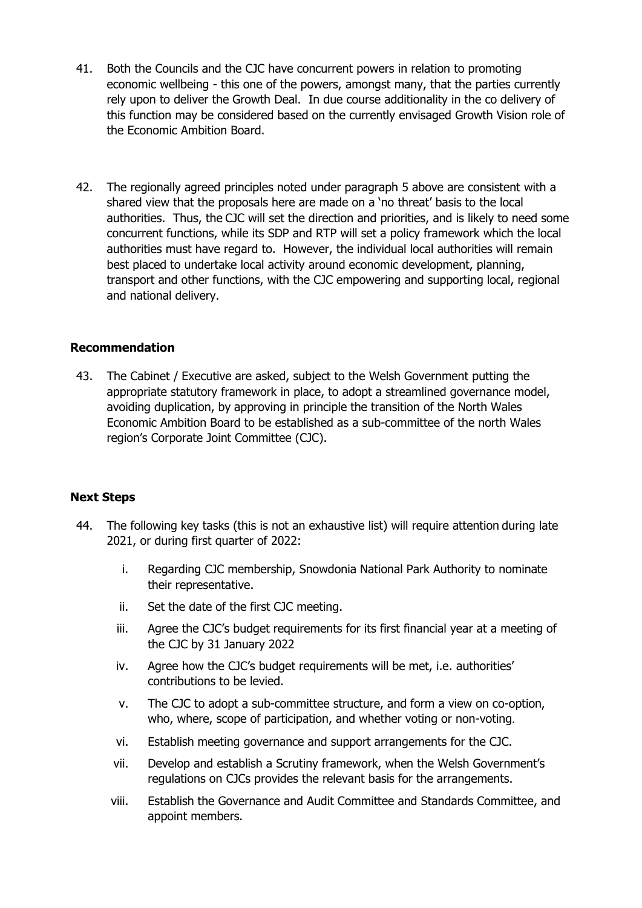41. Both the Councils and the CJC have concurrent powers in relation to promoting economic wellbeing - this one of the powers, amongst many, that the parties currently rely upon to deliver the Growth Deal. In due course additionality in the co delivery of this function may be considered based on the currently envisaged Growth Vision role of the Economic Ambition Board.

42. The regionally agreed principles noted under paragraph 5 above are consistent with a shared view that the proposals here are made on a 'no threat' basis to the local authorities. Thus, the CJC will set the direction and priorities, and is likely to need some concurrent functions, while its SDP and RTP will set a policy framework which the local authorities must have regard to. However, the individual local authorities will remain best placed to undertake local activity around economic development, planning, transport and other functions, with the CJC empowering and supporting local, regional and national delivery.

**Recommendation**

43. The Cabinet / Executive are asked, subject to the Welsh Government putting the appropriate statutory framework in place, to adopt a streamlined governance model, avoiding duplication, by approving in principle the transition of the North Wales Economic Ambition Board to be established as a sub-committee of the north Wales region's Corporate Joint Committee (CJC).

**Next Steps**

44. The following key tasks (this is not an exhaustive list) will require attention during late 2021, or during first quarter of 2022:

    i. Regarding CJC membership, Snowdonia National Park Authority to nominate their representative.
    ii. Set the date of the first CJC meeting.
    iii. Agree the CJC's budget requirements for its first financial year at a meeting of the CJC by 31 January 2022
    iv. Agree how the CJC's budget requirements will be met, i.e. authorities' contributions to be levied.
    v. The CJC to adopt a sub-committee structure, and form a view on co-option, who, where, scope of participation, and whether voting or non-voting.
    vi. Establish meeting governance and support arrangements for the CJC.
    vii. Develop and establish a Scrutiny framework, when the Welsh Government's regulations on CJCs provides the relevant basis for the arrangements.
    viii. Establish the Governance and Audit Committee and Standards Committee, and appoint members.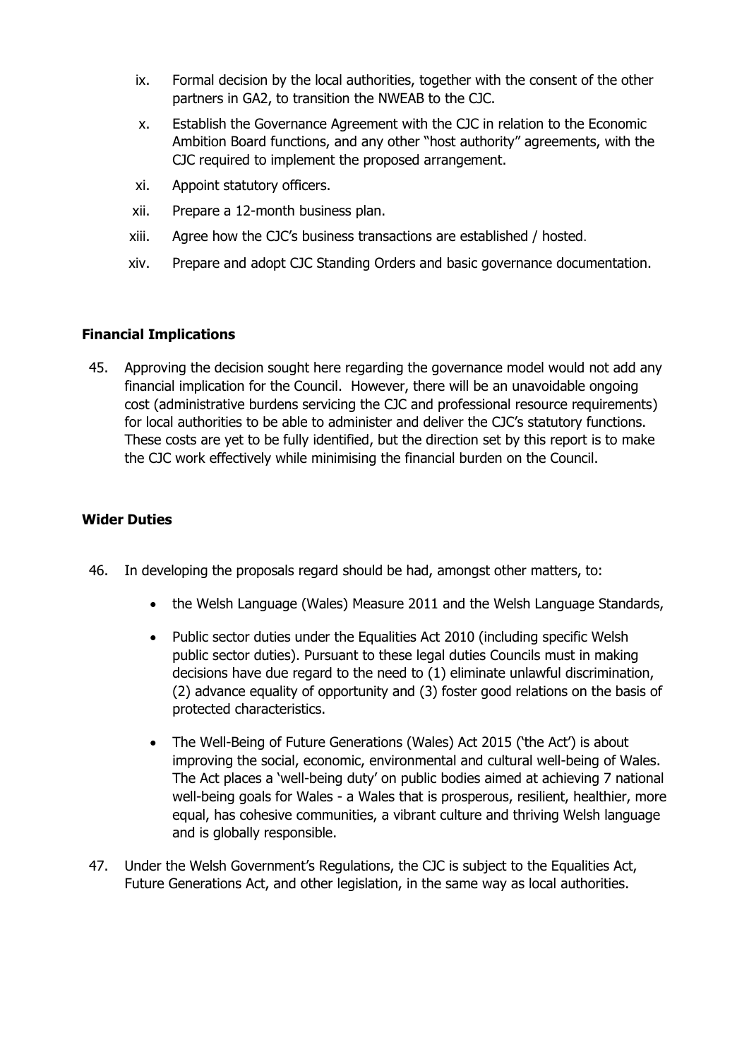ix. Formal decision by the local authorities, together with the consent of the other partners in GA2, to transition the NWEAB to the CJC.

x. Establish the Governance Agreement with the CJC in relation to the Economic Ambition Board functions, and any other "host authority" agreements, with the CJC required to implement the proposed arrangement.

xi. Appoint statutory officers.

xii. Prepare a 12-month business plan.

xiii. Agree how the CJC's business transactions are established / hosted.

xiv. Prepare and adopt CJC Standing Orders and basic governance documentation.

**Financial Implications**

45. Approving the decision sought here regarding the governance model would not add any financial implication for the Council. However, there will be an unavoidable ongoing cost (administrative burdens servicing the CJC and professional resource requirements) for local authorities to be able to administer and deliver the CJC's statutory functions. These costs are yet to be fully identified, but the direction set by this report is to make the CJC work effectively while minimising the financial burden on the Council.

**Wider Duties**

46. In developing the proposals regard should be had, amongst other matters, to:

- the Welsh Language (Wales) Measure 2011 and the Welsh Language Standards,

- Public sector duties under the Equalities Act 2010 (including specific Welsh public sector duties). Pursuant to these legal duties Councils must in making decisions have due regard to the need to (1) eliminate unlawful discrimination, (2) advance equality of opportunity and (3) foster good relations on the basis of protected characteristics.

- The Well-Being of Future Generations (Wales) Act 2015 ('the Act') is about improving the social, economic, environmental and cultural well-being of Wales. The Act places a 'well-being duty' on public bodies aimed at achieving 7 national well-being goals for Wales - a Wales that is prosperous, resilient, healthier, more equal, has cohesive communities, a vibrant culture and thriving Welsh language and is globally responsible.

47. Under the Welsh Government's Regulations, the CJC is subject to the Equalities Act, Future Generations Act, and other legislation, in the same way as local authorities.